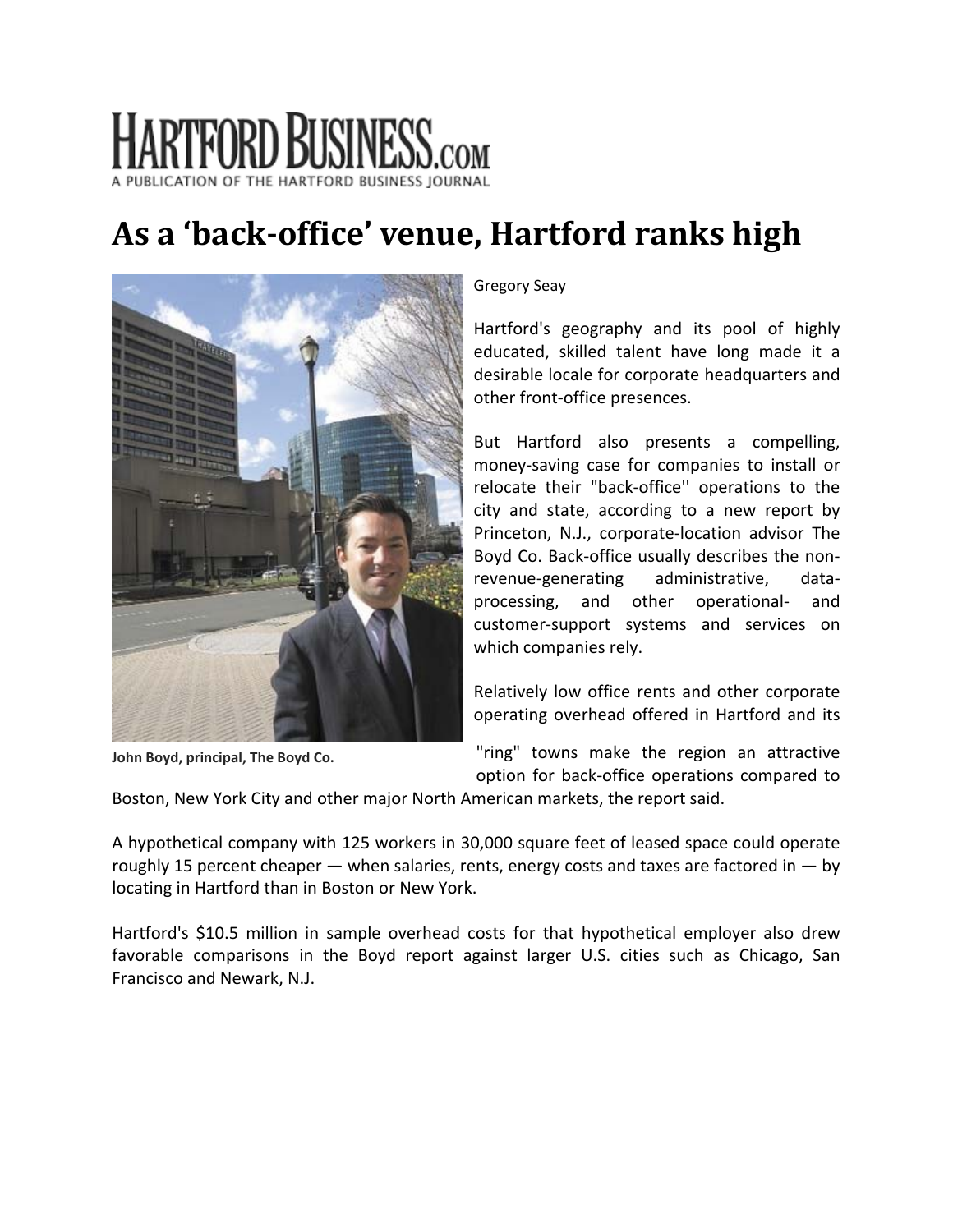HARTFORD BUSINESS.com
A PUBLICATION OF THE HARTFORD BUSINESS JOURNAL

# As a 'back-office' venue, Hartford ranks high

John Boyd, principal, The Boyd Co.

Gregory Seay

Hartford's geography and its pool of highly educated, skilled talent have long made it a desirable locale for corporate headquarters and other front-office presences.

But Hartford also presents a compelling, money-saving case for companies to install or relocate their "back-office'' operations to the city and state, according to a new report by Princeton, N.J., corporate-location advisor The Boyd Co. Back-office usually describes the non-revenue-generating administrative, data-processing, and other operational- and customer-support systems and services on which companies rely.

Relatively low office rents and other corporate operating overhead offered in Hartford and its "ring" towns make the region an attractive option for back-office operations compared to Boston, New York City and other major North American markets, the report said.

A hypothetical company with 125 workers in 30,000 square feet of leased space could operate roughly 15 percent cheaper — when salaries, rents, energy costs and taxes are factored in — by locating in Hartford than in Boston or New York.

Hartford's $10.5 million in sample overhead costs for that hypothetical employer also drew favorable comparisons in the Boyd report against larger U.S. cities such as Chicago, San Francisco and Newark, N.J.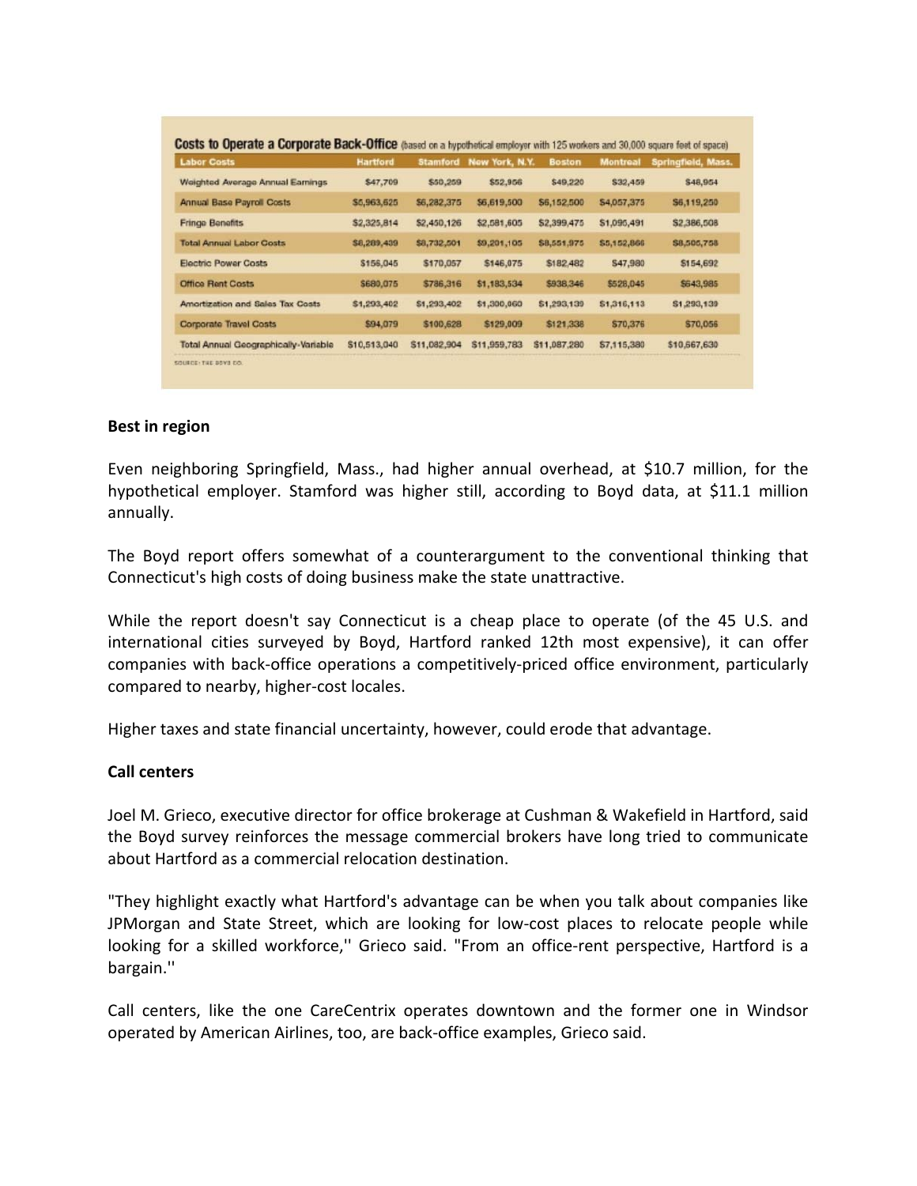**Costs to Operate a Corporate Back-Office** (based on a hypothetical employer with 125 workers and 30,000 square feet of space)

| Labor Costs | Hartford | Stamford | New York, N.Y. | Boston | Montreal | Springfield, Mass. |
|---|---|---|---|---|---|---|
| Weighted Average Annual Earnings | $47,709 | $50,259 | $52,956 | $49,220 | $32,459 | $48,954 |
| Annual Base Payroll Costs | $5,963,625 | $6,282,375 | $6,619,500 | $6,152,500 | $4,057,375 | $6,119,250 |
| Fringe Benefits | $2,325,814 | $2,450,126 | $2,581,605 | $2,399,475 | $1,095,491 | $2,386,508 |
| Total Annual Labor Costs | $8,289,439 | $8,732,501 | $9,201,105 | $8,551,975 | $5,152,866 | $8,505,758 |
| Electric Power Costs | $156,045 | $170,057 | $146,075 | $182,482 | $47,980 | $154,692 |
| Office Rent Costs | $680,075 | $786,316 | $1,183,534 | $938,346 | $528,045 | $643,985 |
| Amortization and Sales Tax Costs | $1,293,402 | $1,293,402 | $1,300,060 | $1,293,139 | $1,316,113 | $1,293,139 |
| Corporate Travel Costs | $94,079 | $100,628 | $129,009 | $121,338 | $70,376 | $70,056 |
| Total Annual Geographically-Variable | $10,513,040 | $11,082,904 | $11,959,783 | $11,087,280 | $7,115,380 | $10,667,630 |

SOURCE: THE BOYD CO.

**Best in region**

Even neighboring Springfield, Mass., had higher annual overhead, at $10.7 million, for the hypothetical employer. Stamford was higher still, according to Boyd data, at $11.1 million annually.

The Boyd report offers somewhat of a counterargument to the conventional thinking that Connecticut's high costs of doing business make the state unattractive.

While the report doesn't say Connecticut is a cheap place to operate (of the 45 U.S. and international cities surveyed by Boyd, Hartford ranked 12th most expensive), it can offer companies with back-office operations a competitively-priced office environment, particularly compared to nearby, higher-cost locales.

Higher taxes and state financial uncertainty, however, could erode that advantage.

**Call centers**

Joel M. Grieco, executive director for office brokerage at Cushman & Wakefield in Hartford, said the Boyd survey reinforces the message commercial brokers have long tried to communicate about Hartford as a commercial relocation destination.

"They highlight exactly what Hartford's advantage can be when you talk about companies like JPMorgan and State Street, which are looking for low-cost places to relocate people while looking for a skilled workforce,'' Grieco said. "From an office-rent perspective, Hartford is a bargain.''

Call centers, like the one CareCentrix operates downtown and the former one in Windsor operated by American Airlines, too, are back-office examples, Grieco said.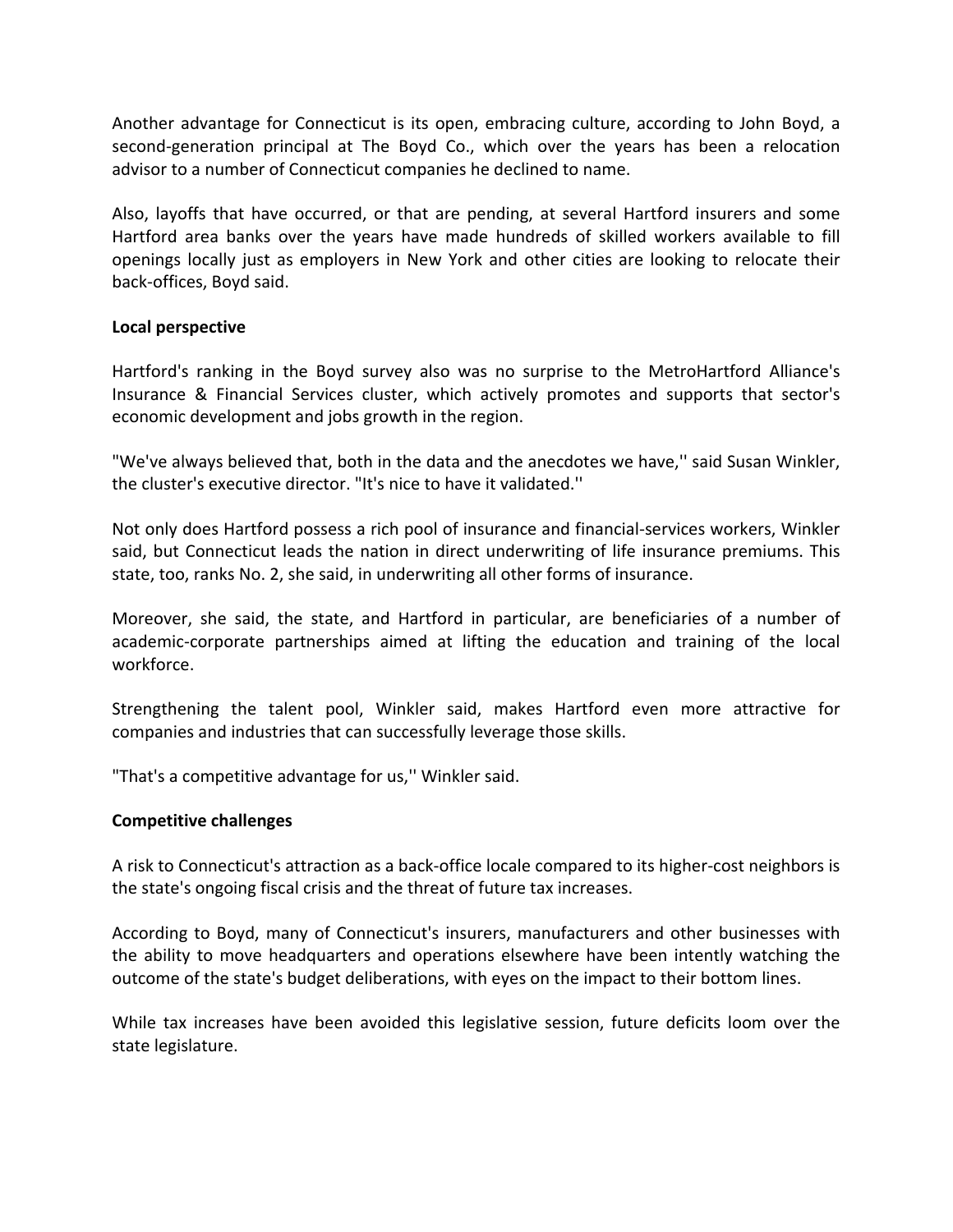Another advantage for Connecticut is its open, embracing culture, according to John Boyd, a second-generation principal at The Boyd Co., which over the years has been a relocation advisor to a number of Connecticut companies he declined to name.

Also, layoffs that have occurred, or that are pending, at several Hartford insurers and some Hartford area banks over the years have made hundreds of skilled workers available to fill openings locally just as employers in New York and other cities are looking to relocate their back-offices, Boyd said.

**Local perspective**

Hartford's ranking in the Boyd survey also was no surprise to the MetroHartford Alliance's Insurance & Financial Services cluster, which actively promotes and supports that sector's economic development and jobs growth in the region.

"We've always believed that, both in the data and the anecdotes we have,'' said Susan Winkler, the cluster's executive director. "It's nice to have it validated.''

Not only does Hartford possess a rich pool of insurance and financial-services workers, Winkler said, but Connecticut leads the nation in direct underwriting of life insurance premiums. This state, too, ranks No. 2, she said, in underwriting all other forms of insurance.

Moreover, she said, the state, and Hartford in particular, are beneficiaries of a number of academic-corporate partnerships aimed at lifting the education and training of the local workforce.

Strengthening the talent pool, Winkler said, makes Hartford even more attractive for companies and industries that can successfully leverage those skills.

"That's a competitive advantage for us,'' Winkler said.

**Competitive challenges**

A risk to Connecticut's attraction as a back-office locale compared to its higher-cost neighbors is the state's ongoing fiscal crisis and the threat of future tax increases.

According to Boyd, many of Connecticut's insurers, manufacturers and other businesses with the ability to move headquarters and operations elsewhere have been intently watching the outcome of the state's budget deliberations, with eyes on the impact to their bottom lines.

While tax increases have been avoided this legislative session, future deficits loom over the state legislature.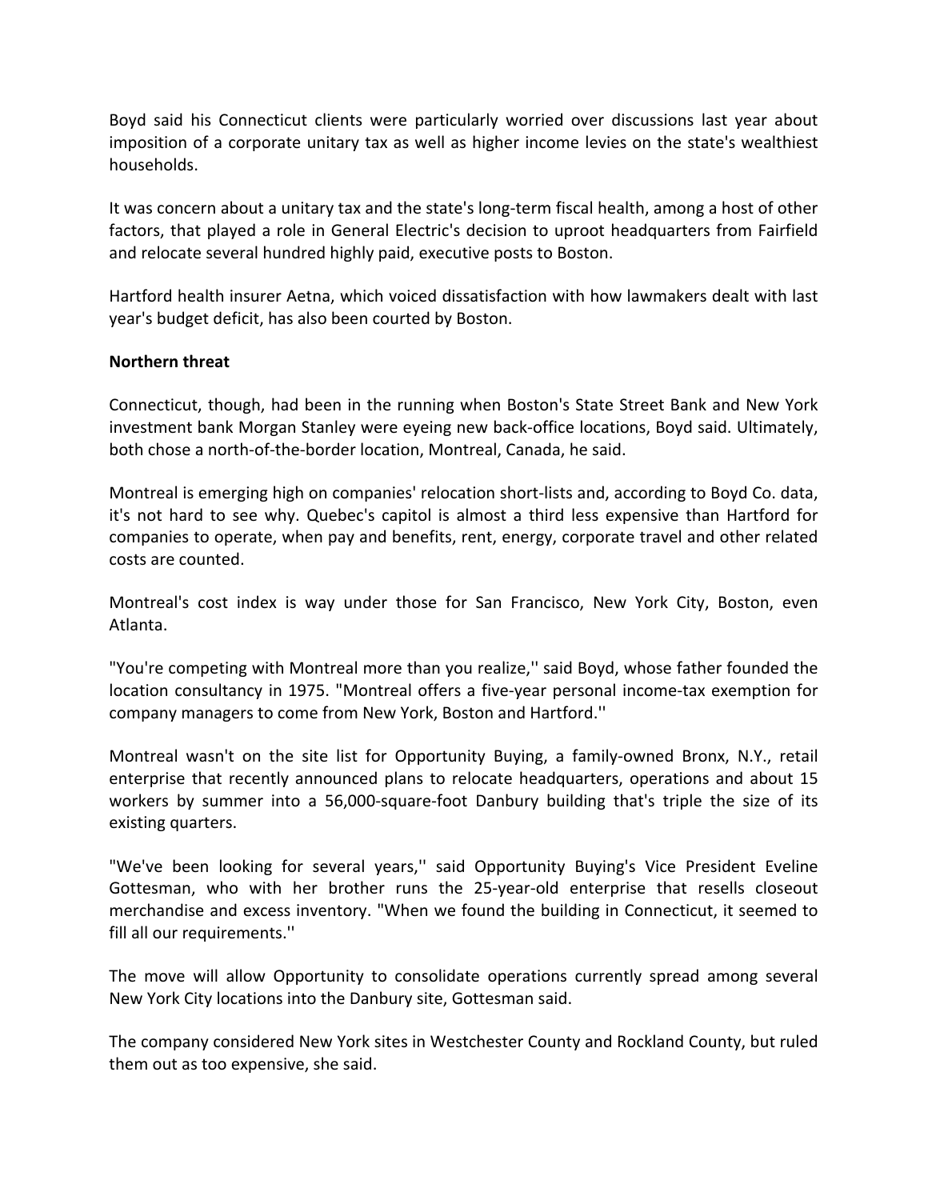Boyd said his Connecticut clients were particularly worried over discussions last year about imposition of a corporate unitary tax as well as higher income levies on the state's wealthiest households.

It was concern about a unitary tax and the state's long-term fiscal health, among a host of other factors, that played a role in General Electric's decision to uproot headquarters from Fairfield and relocate several hundred highly paid, executive posts to Boston.

Hartford health insurer Aetna, which voiced dissatisfaction with how lawmakers dealt with last year's budget deficit, has also been courted by Boston.

**Northern threat**

Connecticut, though, had been in the running when Boston's State Street Bank and New York investment bank Morgan Stanley were eyeing new back-office locations, Boyd said. Ultimately, both chose a north-of-the-border location, Montreal, Canada, he said.

Montreal is emerging high on companies' relocation short-lists and, according to Boyd Co. data, it's not hard to see why. Quebec's capitol is almost a third less expensive than Hartford for companies to operate, when pay and benefits, rent, energy, corporate travel and other related costs are counted.

Montreal's cost index is way under those for San Francisco, New York City, Boston, even Atlanta.

"You're competing with Montreal more than you realize,'' said Boyd, whose father founded the location consultancy in 1975. "Montreal offers a five-year personal income-tax exemption for company managers to come from New York, Boston and Hartford.''

Montreal wasn't on the site list for Opportunity Buying, a family-owned Bronx, N.Y., retail enterprise that recently announced plans to relocate headquarters, operations and about 15 workers by summer into a 56,000-square-foot Danbury building that's triple the size of its existing quarters.

"We've been looking for several years,'' said Opportunity Buying's Vice President Eveline Gottesman, who with her brother runs the 25-year-old enterprise that resells closeout merchandise and excess inventory. "When we found the building in Connecticut, it seemed to fill all our requirements.''

The move will allow Opportunity to consolidate operations currently spread among several New York City locations into the Danbury site, Gottesman said.

The company considered New York sites in Westchester County and Rockland County, but ruled them out as too expensive, she said.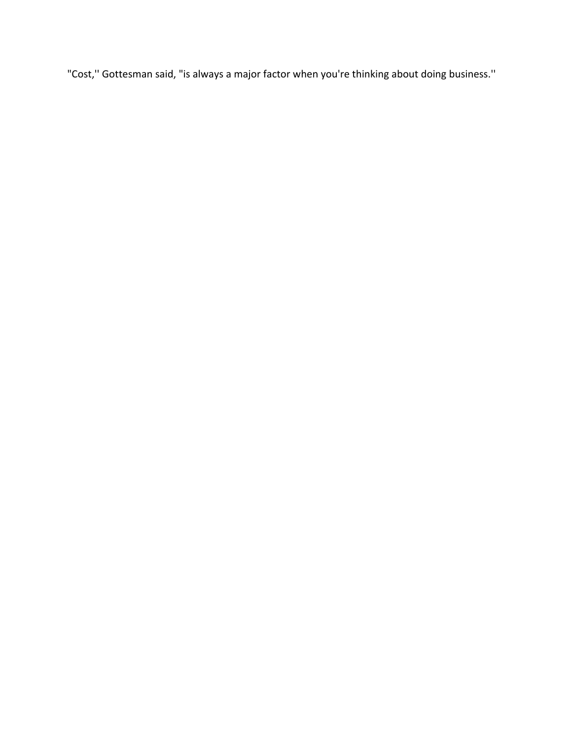"Cost,'' Gottesman said, "is always a major factor when you're thinking about doing business.''